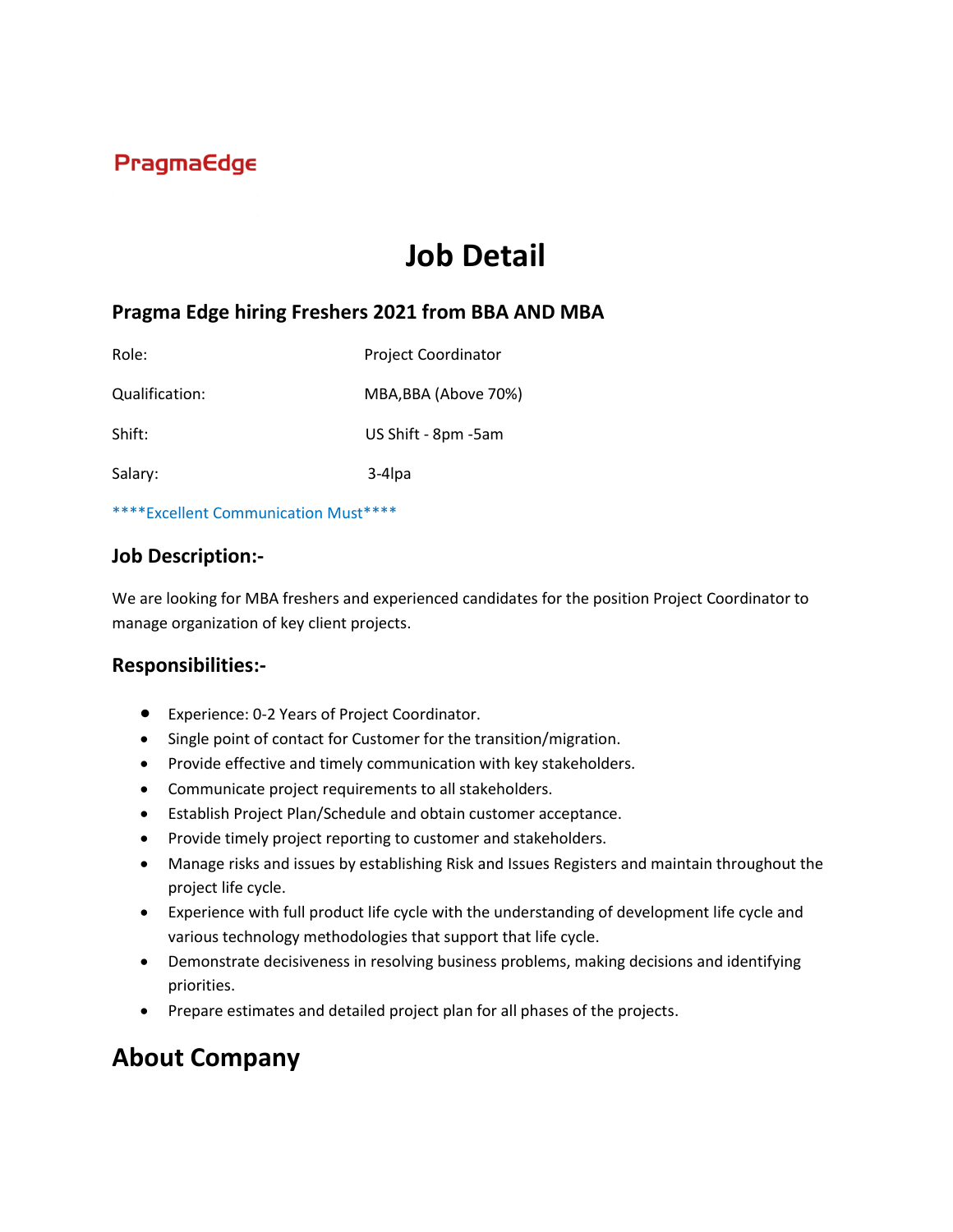PragmaEdge

# Job Detail

## Pragma Edge hiring Freshers 2021 from BBA AND MBA

| Role: | Project Coordinator |
| --- | --- |
| Qualification: | MBA,BBA (Above 70%) |
| Shift: | US Shift - 8pm -5am |
| Salary: | 3-4lpa |

****Excellent Communication Must****

### Job Description:-

We are looking for MBA freshers and experienced candidates for the position Project Coordinator to manage organization of key client projects.

### Responsibilities:-

- Experience: 0-2 Years of Project Coordinator.
- Single point of contact for Customer for the transition/migration.
- Provide effective and timely communication with key stakeholders.
- Communicate project requirements to all stakeholders.
- Establish Project Plan/Schedule and obtain customer acceptance.
- Provide timely project reporting to customer and stakeholders.
- Manage risks and issues by establishing Risk and Issues Registers and maintain throughout the project life cycle.
- Experience with full product life cycle with the understanding of development life cycle and various technology methodologies that support that life cycle.
- Demonstrate decisiveness in resolving business problems, making decisions and identifying priorities.
- Prepare estimates and detailed project plan for all phases of the projects.

## About Company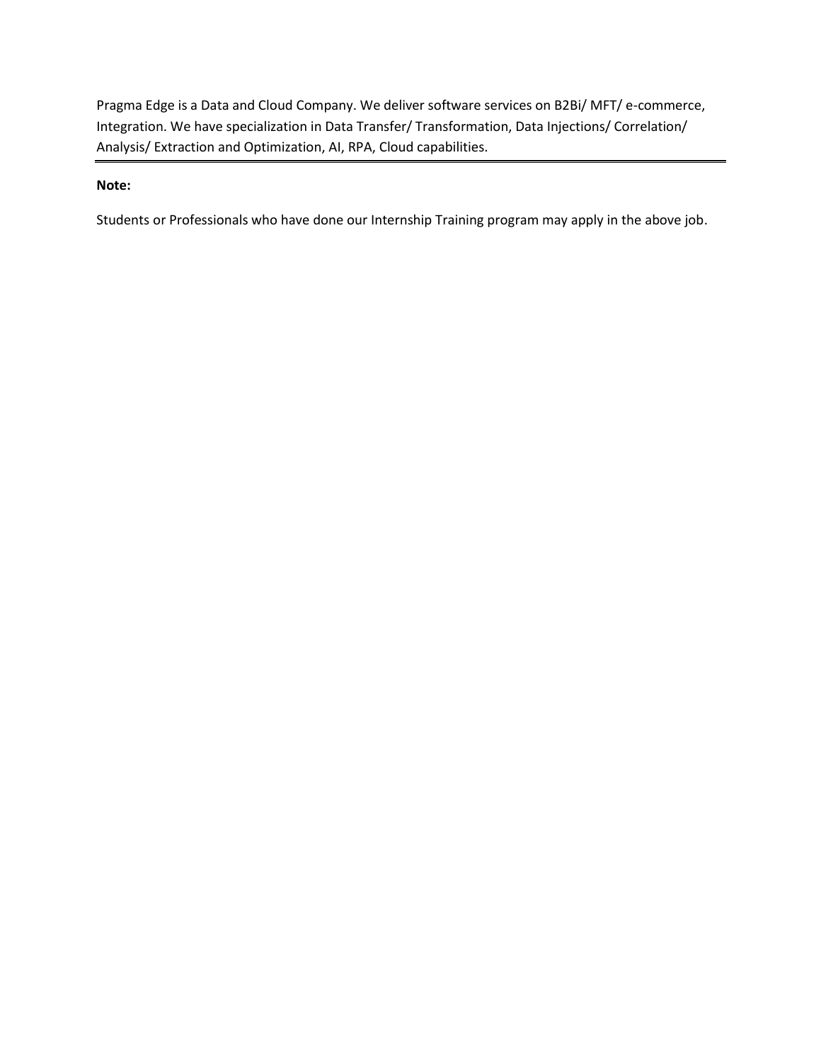Pragma Edge is a Data and Cloud Company. We deliver software services on B2Bi/ MFT/ e-commerce, Integration. We have specialization in Data Transfer/ Transformation, Data Injections/ Correlation/ Analysis/ Extraction and Optimization, AI, RPA, Cloud capabilities.

---

**Note:**

Students or Professionals who have done our Internship Training program may apply in the above job.